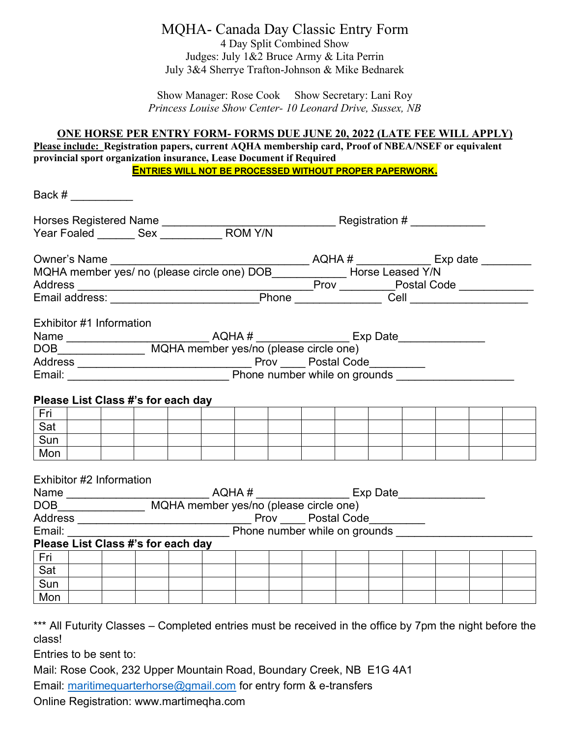# MQHA- Canada Day Classic Entry Form

4 Day Split Combined Show
Judges: July 1&2 Bruce Army & Lita Perrin
July 3&4 Sherrye Trafton-Johnson & Mike Bednarek

Show Manager: Rose Cook Show Secretary: Lani Roy
*Princess Louise Show Center- 10 Leonard Drive, Sussex, NB*

**ONE HORSE PER ENTRY FORM- FORMS DUE JUNE 20, 2022 (LATE FEE WILL APPLY)**

**Please include: Registration papers, current AQHA membership card, Proof of NBEA/NSEF or equivalent provincial sport organization insurance, Lease Document if Required**

**ENTRIES WILL NOT BE PROCESSED WITHOUT PROPER PAPERWORK.**

Back # __________

Horses Registered Name ___________________________ Registration # ____________
Year Foaled ______ Sex __________ ROM Y/N

Owner's Name _______________________________ AQHA # ____________ Exp date ________
MQHA member yes/ no (please circle one) DOB___________ Horse Leased Y/N
Address ________________________________Prov ________Postal Code ____________
Email address: ________________________Phone _____________ Cell ___________________

Exhibitor #1 Information
Name ______________________ AQHA # ______________ Exp Date______________
DOB______________ MQHA member yes/no (please circle one)
Address ___________________________ Prov ____ Postal Code_________
Email: _________________________ Phone number while on grounds ___________________

**Please List Class #'s for each day**

| Fri | | | | | | | | | | | | | | |
|---|---|---|---|---|---|---|---|---|---|---|---|---|---|---|
| Sat | | | | | | | | | | | | | | |
| Sun | | | | | | | | | | | | | | |
| Mon | | | | | | | | | | | | | | |

Exhibitor #2 Information
Name ______________________ AQHA # ______________ Exp Date______________
DOB______________ MQHA member yes/no (please circle one)
Address ___________________________ Prov ____ Postal Code_________
Email: _________________________ Phone number while on grounds ______________________

**Please List Class #'s for each day**

| Fri | | | | | | | | | | | | | | |
|---|---|---|---|---|---|---|---|---|---|---|---|---|---|---|
| Sat | | | | | | | | | | | | | | |
| Sun | | | | | | | | | | | | | | |
| Mon | | | | | | | | | | | | | | |

*** All Futurity Classes – Completed entries must be received in the office by 7pm the night before the class!

Entries to be sent to:

Mail: Rose Cook, 232 Upper Mountain Road, Boundary Creek, NB E1G 4A1

Email: maritimequarterhorse@gmail.com for entry form & e-transfers

Online Registration: www.martimeqha.com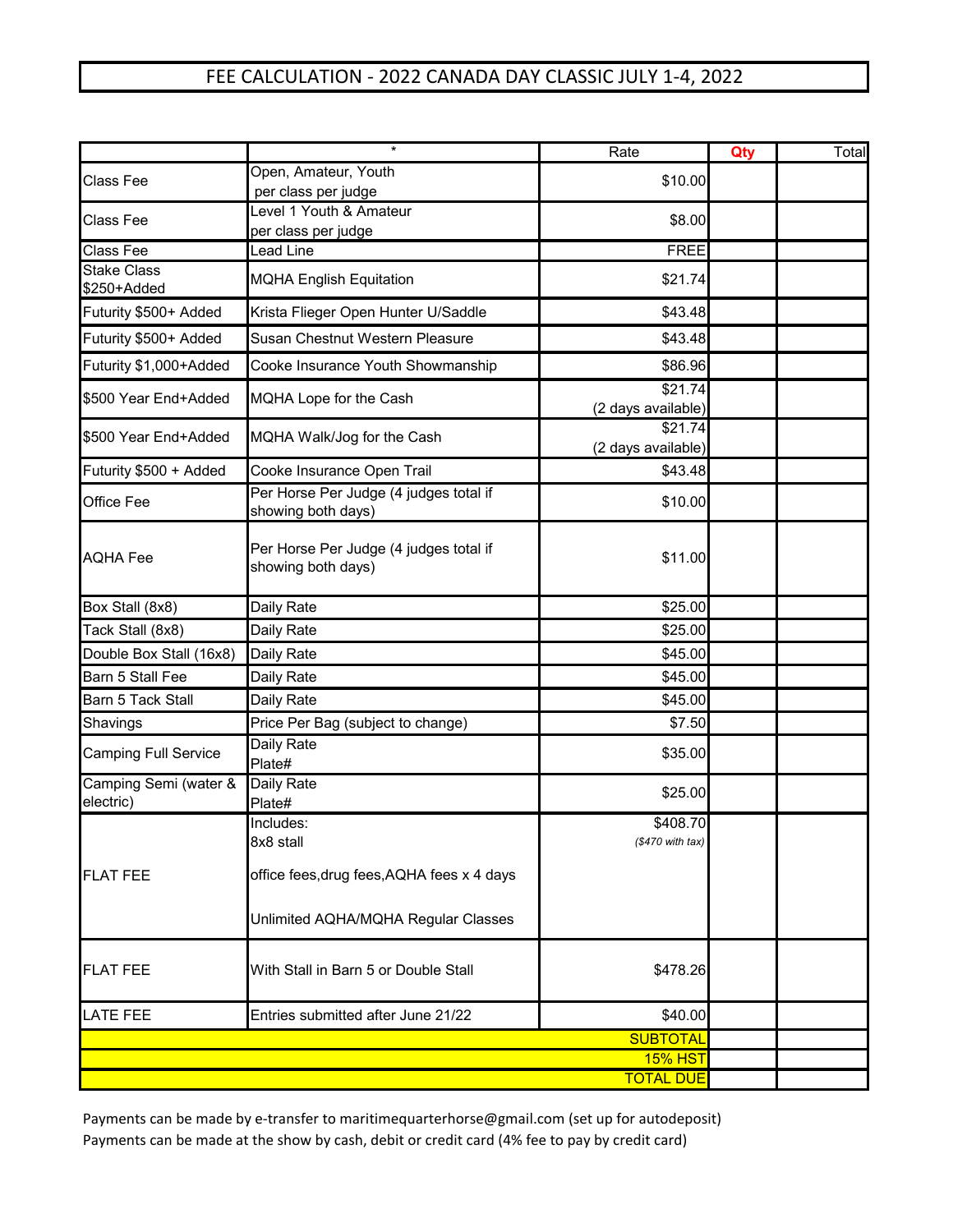# FEE CALCULATION - 2022 CANADA DAY CLASSIC JULY 1-4, 2022

| | * | Rate | Qty | Total |
|---|---|---|---|---|
| Class Fee | Open, Amateur, Youth per class per judge | $10.00 | | |
| Class Fee | Level 1 Youth & Amateur per class per judge | $8.00 | | |
| Class Fee | Lead Line | FREE | | |
| Stake Class $250+Added | MQHA English Equitation | $21.74 | | |
| Futurity $500+ Added | Krista Flieger Open Hunter U/Saddle | $43.48 | | |
| Futurity $500+ Added | Susan Chestnut Western Pleasure | $43.48 | | |
| Futurity $1,000+Added | Cooke Insurance Youth Showmanship | $86.96 | | |
| $500 Year End+Added | MQHA Lope for the Cash | $21.74 (2 days available) | | |
| $500 Year End+Added | MQHA Walk/Jog for the Cash | $21.74 (2 days available) | | |
| Futurity $500 + Added | Cooke Insurance Open Trail | $43.48 | | |
| Office Fee | Per Horse Per Judge (4 judges total if showing both days) | $10.00 | | |
| AQHA Fee | Per Horse Per Judge (4 judges total if showing both days) | $11.00 | | |
| Box Stall (8x8) | Daily Rate | $25.00 | | |
| Tack Stall (8x8) | Daily Rate | $25.00 | | |
| Double Box Stall (16x8) | Daily Rate | $45.00 | | |
| Barn 5 Stall Fee | Daily Rate | $45.00 | | |
| Barn 5 Tack Stall | Daily Rate | $45.00 | | |
| Shavings | Price Per Bag (subject to change) | $7.50 | | |
| Camping Full Service | Daily Rate Plate# | $35.00 | | |
| Camping Semi (water & electric) | Daily Rate Plate# | $25.00 | | |
| FLAT FEE | Includes: 8x8 stall office fees,drug fees,AQHA fees x 4 days Unlimited AQHA/MQHA Regular Classes | $408.70 *($470 with tax)* | | |
| FLAT FEE | With Stall in Barn 5 or Double Stall | $478.26 | | |
| LATE FEE | Entries submitted after June 21/22 | $40.00 | | |
| | | SUBTOTAL | | |
| | | 15% HST | | |
| | | TOTAL DUE | | |

Payments can be made by e-transfer to maritimequarterhorse@gmail.com (set up for autodeposit)
Payments can be made at the show by cash, debit or credit card (4% fee to pay by credit card)